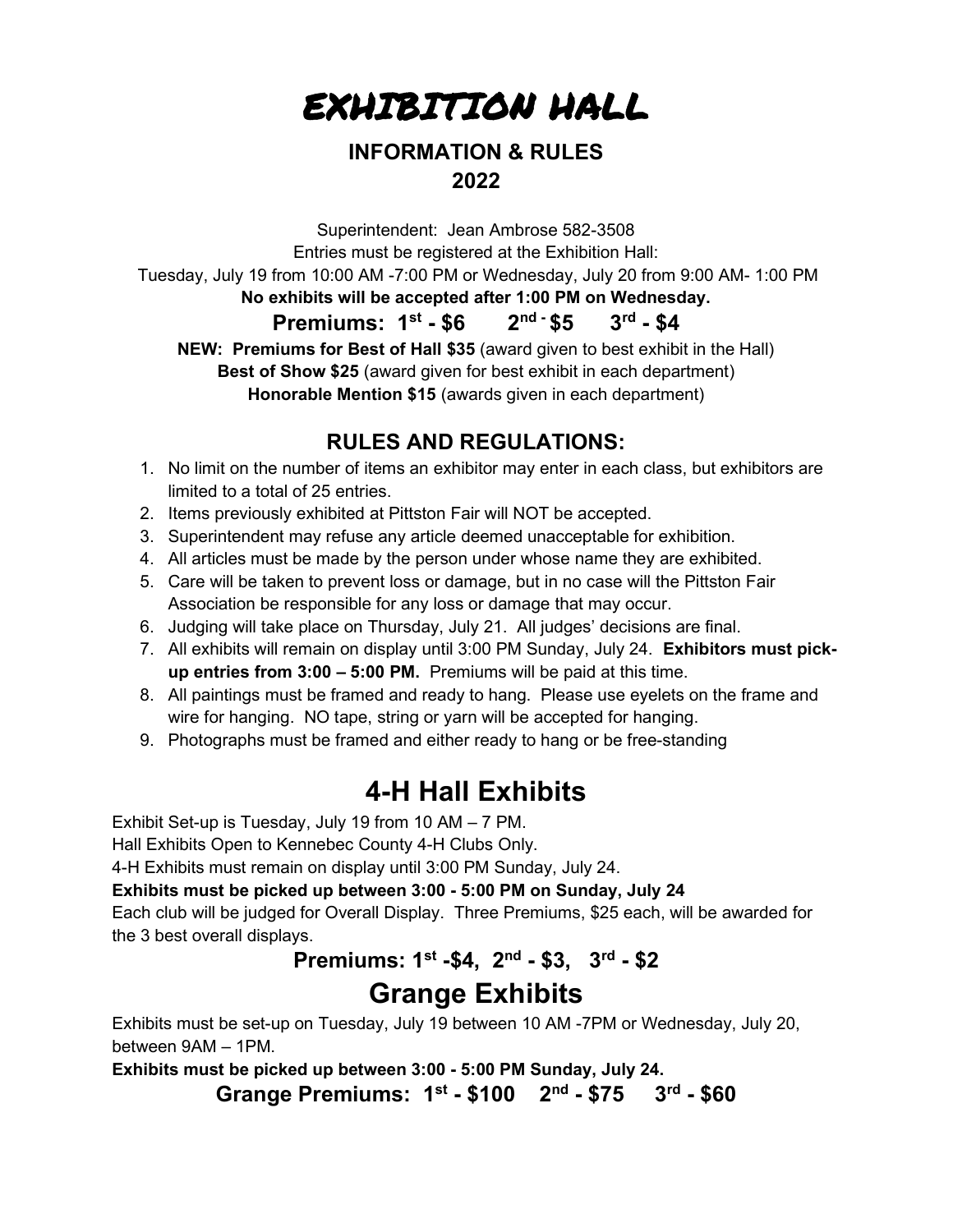# EXHIBITION HALL

## INFORMATION & RULES
## 2022

Superintendent: Jean Ambrose 582-3508

Entries must be registered at the Exhibition Hall:

Tuesday, July 19 from 10:00 AM -7:00 PM or Wednesday, July 20 from 9:00 AM- 1:00 PM

**No exhibits will be accepted after 1:00 PM on Wednesday.**

**Premiums: 1st - $6 2nd - $5 3rd - $4**

**NEW: Premiums for Best of Hall $35** (award given to best exhibit in the Hall)

**Best of Show $25** (award given for best exhibit in each department)

**Honorable Mention $15** (awards given in each department)

### RULES AND REGULATIONS:

1. No limit on the number of items an exhibitor may enter in each class, but exhibitors are limited to a total of 25 entries.
2. Items previously exhibited at Pittston Fair will NOT be accepted.
3. Superintendent may refuse any article deemed unacceptable for exhibition.
4. All articles must be made by the person under whose name they are exhibited.
5. Care will be taken to prevent loss or damage, but in no case will the Pittston Fair Association be responsible for any loss or damage that may occur.
6. Judging will take place on Thursday, July 21. All judges' decisions are final.
7. All exhibits will remain on display until 3:00 PM Sunday, July 24. **Exhibitors must pick-up entries from 3:00 – 5:00 PM.** Premiums will be paid at this time.
8. All paintings must be framed and ready to hang. Please use eyelets on the frame and wire for hanging. NO tape, string or yarn will be accepted for hanging.
9. Photographs must be framed and either ready to hang or be free-standing

## 4-H Hall Exhibits

Exhibit Set-up is Tuesday, July 19 from 10 AM – 7 PM.

Hall Exhibits Open to Kennebec County 4-H Clubs Only.

4-H Exhibits must remain on display until 3:00 PM Sunday, July 24.

**Exhibits must be picked up between 3:00 - 5:00 PM on Sunday, July 24**

Each club will be judged for Overall Display. Three Premiums, $25 each, will be awarded for the 3 best overall displays.

**Premiums: 1st -$4, 2nd - $3, 3rd - $2**

## Grange Exhibits

Exhibits must be set-up on Tuesday, July 19 between 10 AM -7PM or Wednesday, July 20, between 9AM – 1PM.

**Exhibits must be picked up between 3:00 - 5:00 PM Sunday, July 24.**

**Grange Premiums: 1st - $100 2nd - $75 3rd - $60**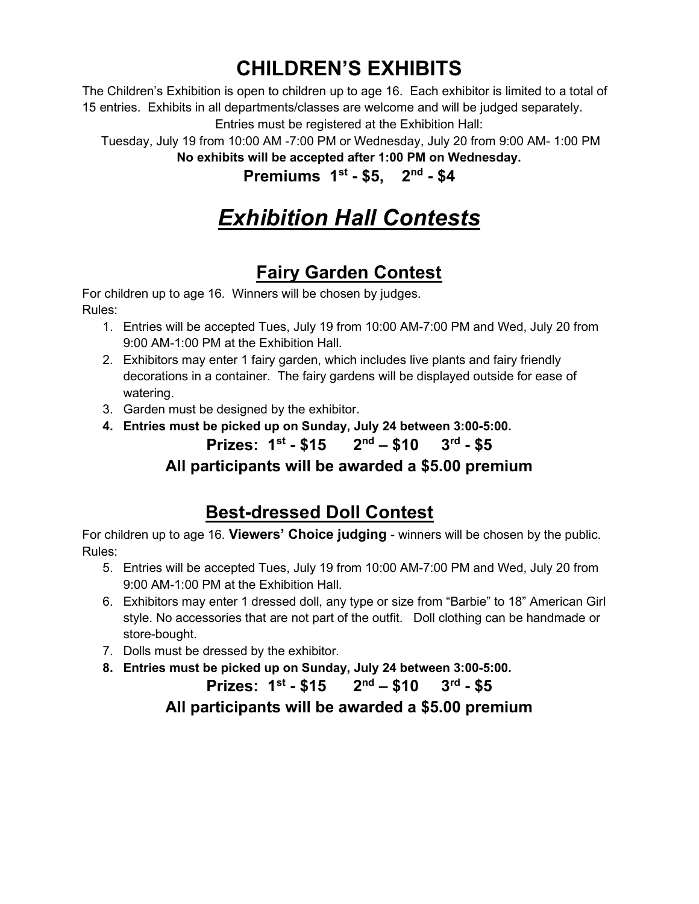# CHILDREN'S EXHIBITS

The Children's Exhibition is open to children up to age 16. Each exhibitor is limited to a total of 15 entries. Exhibits in all departments/classes are welcome and will be judged separately.

Entries must be registered at the Exhibition Hall:

Tuesday, July 19 from 10:00 AM -7:00 PM or Wednesday, July 20 from 9:00 AM- 1:00 PM

**No exhibits will be accepted after 1:00 PM on Wednesday.**

**Premiums 1st - $5, 2nd - $4**

# ***Exhibition Hall Contests***

## Fairy Garden Contest

For children up to age 16. Winners will be chosen by judges.

Rules:

1. Entries will be accepted Tues, July 19 from 10:00 AM-7:00 PM and Wed, July 20 from 9:00 AM-1:00 PM at the Exhibition Hall.
2. Exhibitors may enter 1 fairy garden, which includes live plants and fairy friendly decorations in a container. The fairy gardens will be displayed outside for ease of watering.
3. Garden must be designed by the exhibitor.
4. **Entries must be picked up on Sunday, July 24 between 3:00-5:00.**

**Prizes: 1st - $15 2nd – $10 3rd - $5**

**All participants will be awarded a $5.00 premium**

## Best-dressed Doll Contest

For children up to age 16. **Viewers' Choice judging** - winners will be chosen by the public.

Rules:

5. Entries will be accepted Tues, July 19 from 10:00 AM-7:00 PM and Wed, July 20 from 9:00 AM-1:00 PM at the Exhibition Hall.
6. Exhibitors may enter 1 dressed doll, any type or size from "Barbie" to 18" American Girl style. No accessories that are not part of the outfit. Doll clothing can be handmade or store-bought.
7. Dolls must be dressed by the exhibitor.
8. **Entries must be picked up on Sunday, July 24 between 3:00-5:00.**

**Prizes: 1st - $15 2nd – $10 3rd - $5**

**All participants will be awarded a $5.00 premium**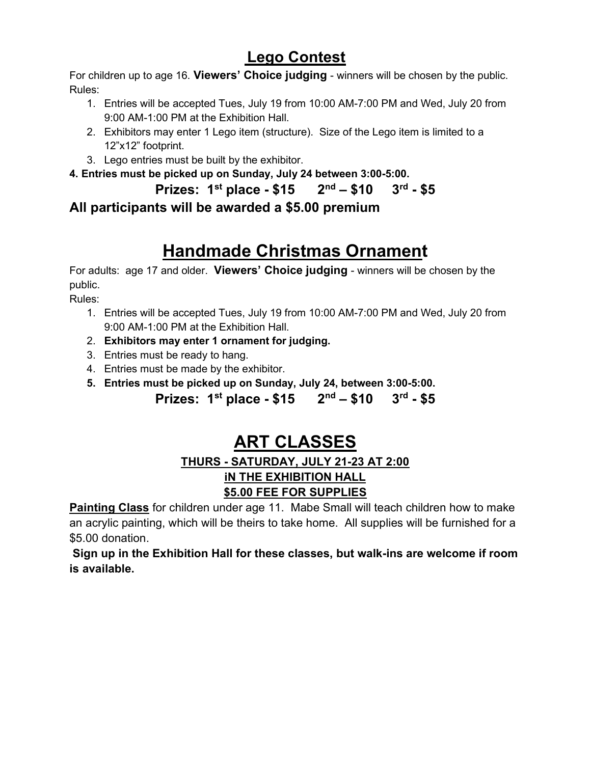## Lego Contest

For children up to age 16. **Viewers' Choice judging** - winners will be chosen by the public.
Rules:

1. Entries will be accepted Tues, July 19 from 10:00 AM-7:00 PM and Wed, July 20 from 9:00 AM-1:00 PM at the Exhibition Hall.
2. Exhibitors may enter 1 Lego item (structure). Size of the Lego item is limited to a 12"x12" footprint.
3. Lego entries must be built by the exhibitor.

**4. Entries must be picked up on Sunday, July 24 between 3:00-5:00.**

**Prizes: 1st place - $15 2nd – $10 3rd - $5**

**All participants will be awarded a $5.00 premium**

## Handmade Christmas Ornament

For adults: age 17 and older. **Viewers' Choice judging** - winners will be chosen by the public.

Rules:

1. Entries will be accepted Tues, July 19 from 10:00 AM-7:00 PM and Wed, July 20 from 9:00 AM-1:00 PM at the Exhibition Hall.
2. **Exhibitors may enter 1 ornament for judging.**
3. Entries must be ready to hang.
4. Entries must be made by the exhibitor.
5. **Entries must be picked up on Sunday, July 24, between 3:00-5:00.**

**Prizes: 1st place - $15 2nd – $10 3rd - $5**

## ART CLASSES

**THURS - SATURDAY, JULY 21-23 AT 2:00**
**IN THE EXHIBITION HALL**
**$5.00 FEE FOR SUPPLIES**

**Painting Class** for children under age 11. Mabe Small will teach children how to make an acrylic painting, which will be theirs to take home. All supplies will be furnished for a $5.00 donation.

**Sign up in the Exhibition Hall for these classes, but walk-ins are welcome if room is available.**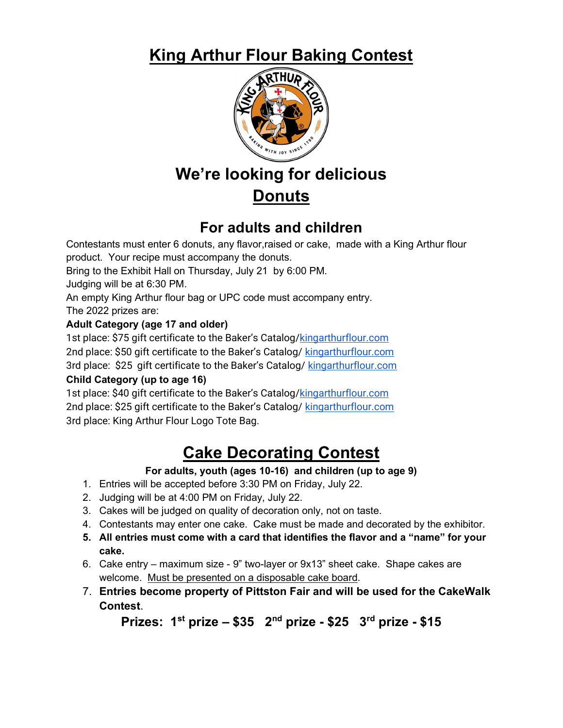# King Arthur Flour Baking Contest

## We're looking for delicious Donuts

### For adults and children

Contestants must enter 6 donuts, any flavor,raised or cake, made with a King Arthur flour product. Your recipe must accompany the donuts.

Bring to the Exhibit Hall on Thursday, July 21 by 6:00 PM.

Judging will be at 6:30 PM.

An empty King Arthur flour bag or UPC code must accompany entry.

The 2022 prizes are:

**Adult Category (age 17 and older)**

1st place: $75 gift certificate to the Baker's Catalog/kingarthurflour.com

2nd place: $50 gift certificate to the Baker's Catalog/ kingarthurflour.com

3rd place: $25 gift certificate to the Baker's Catalog/ kingarthurflour.com

**Child Category (up to age 16)**

1st place: $40 gift certificate to the Baker's Catalog/kingarthurflour.com

2nd place: $25 gift certificate to the Baker's Catalog/ kingarthurflour.com

3rd place: King Arthur Flour Logo Tote Bag.

# Cake Decorating Contest

**For adults, youth (ages 10-16) and children (up to age 9)**

1. Entries will be accepted before 3:30 PM on Friday, July 22.
2. Judging will be at 4:00 PM on Friday, July 22.
3. Cakes will be judged on quality of decoration only, not on taste.
4. Contestants may enter one cake. Cake must be made and decorated by the exhibitor.
5. **All entries must come with a card that identifies the flavor and a "name" for your cake.**
6. Cake entry – maximum size - 9" two-layer or 9x13" sheet cake. Shape cakes are welcome. Must be presented on a disposable cake board.
7. **Entries become property of Pittston Fair and will be used for the CakeWalk Contest**.

**Prizes: 1st prize – $35 2nd prize - $25 3rd prize - $15**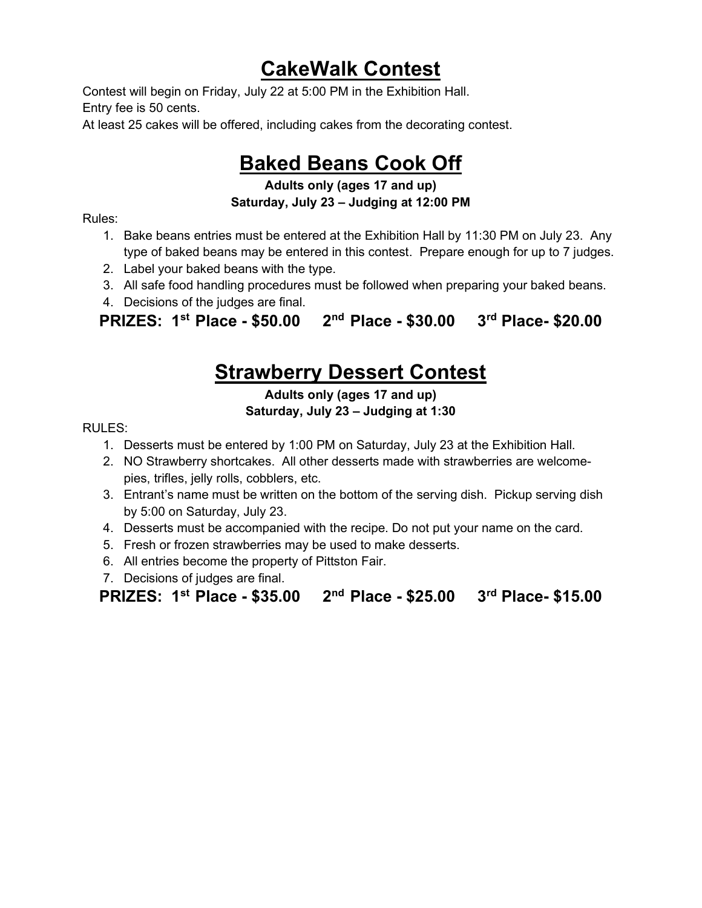# CakeWalk Contest

Contest will begin on Friday, July 22 at 5:00 PM in the Exhibition Hall.
Entry fee is 50 cents.
At least 25 cakes will be offered, including cakes from the decorating contest.

# Baked Beans Cook Off

**Adults only (ages 17 and up)**
**Saturday, July 23 – Judging at 12:00 PM**

Rules:

1. Bake beans entries must be entered at the Exhibition Hall by 11:30 PM on July 23. Any type of baked beans may be entered in this contest. Prepare enough for up to 7 judges.
2. Label your baked beans with the type.
3. All safe food handling procedures must be followed when preparing your baked beans.
4. Decisions of the judges are final.

**PRIZES: 1st Place - $50.00     2nd Place - $30.00     3rd Place- $20.00**

# Strawberry Dessert Contest

**Adults only (ages 17 and up)**
**Saturday, July 23 – Judging at 1:30**

RULES:

1. Desserts must be entered by 1:00 PM on Saturday, July 23 at the Exhibition Hall.
2. NO Strawberry shortcakes. All other desserts made with strawberries are welcome- pies, trifles, jelly rolls, cobblers, etc.
3. Entrant's name must be written on the bottom of the serving dish. Pickup serving dish by 5:00 on Saturday, July 23.
4. Desserts must be accompanied with the recipe. Do not put your name on the card.
5. Fresh or frozen strawberries may be used to make desserts.
6. All entries become the property of Pittston Fair.
7. Decisions of judges are final.

**PRIZES: 1st Place - $35.00     2nd Place - $25.00     3rd Place- $15.00**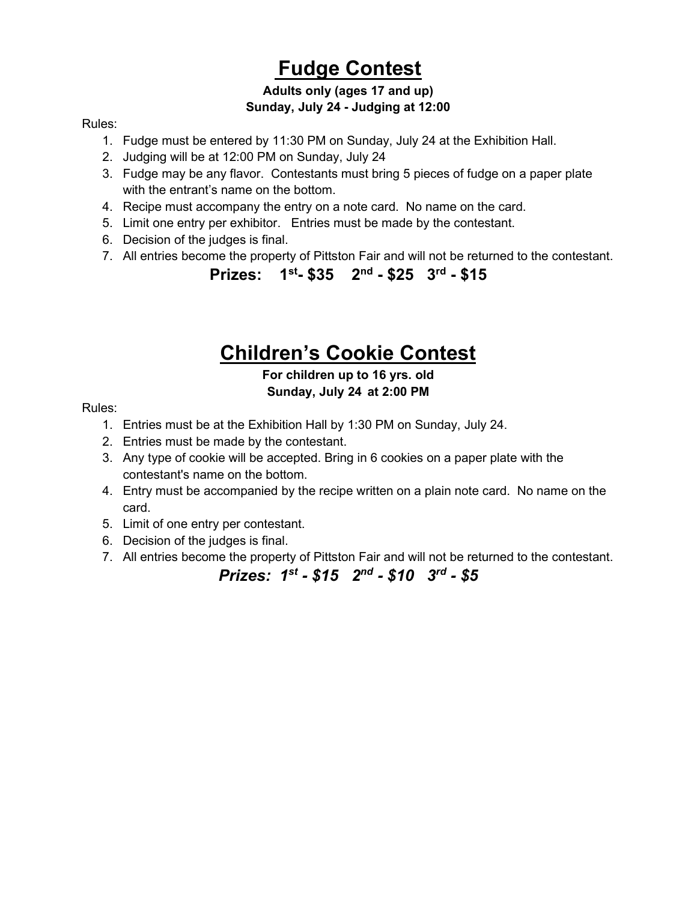# Fudge Contest

**Adults only (ages 17 and up)**
**Sunday, July 24 - Judging at 12:00**

Rules:

1. Fudge must be entered by 11:30 PM on Sunday, July 24 at the Exhibition Hall.
2. Judging will be at 12:00 PM on Sunday, July 24
3. Fudge may be any flavor. Contestants must bring 5 pieces of fudge on a paper plate with the entrant's name on the bottom.
4. Recipe must accompany the entry on a note card. No name on the card.
5. Limit one entry per exhibitor. Entries must be made by the contestant.
6. Decision of the judges is final.
7. All entries become the property of Pittston Fair and will not be returned to the contestant.

**Prizes: 1st- $35 2nd - $25 3rd - $15**

# Children's Cookie Contest

**For children up to 16 yrs. old**
**Sunday, July 24 at 2:00 PM**

Rules:

1. Entries must be at the Exhibition Hall by 1:30 PM on Sunday, July 24.
2. Entries must be made by the contestant.
3. Any type of cookie will be accepted. Bring in 6 cookies on a paper plate with the contestant's name on the bottom.
4. Entry must be accompanied by the recipe written on a plain note card. No name on the card.
5. Limit of one entry per contestant.
6. Decision of the judges is final.
7. All entries become the property of Pittston Fair and will not be returned to the contestant.

***Prizes: 1st - $15 2nd - $10 3rd - $5***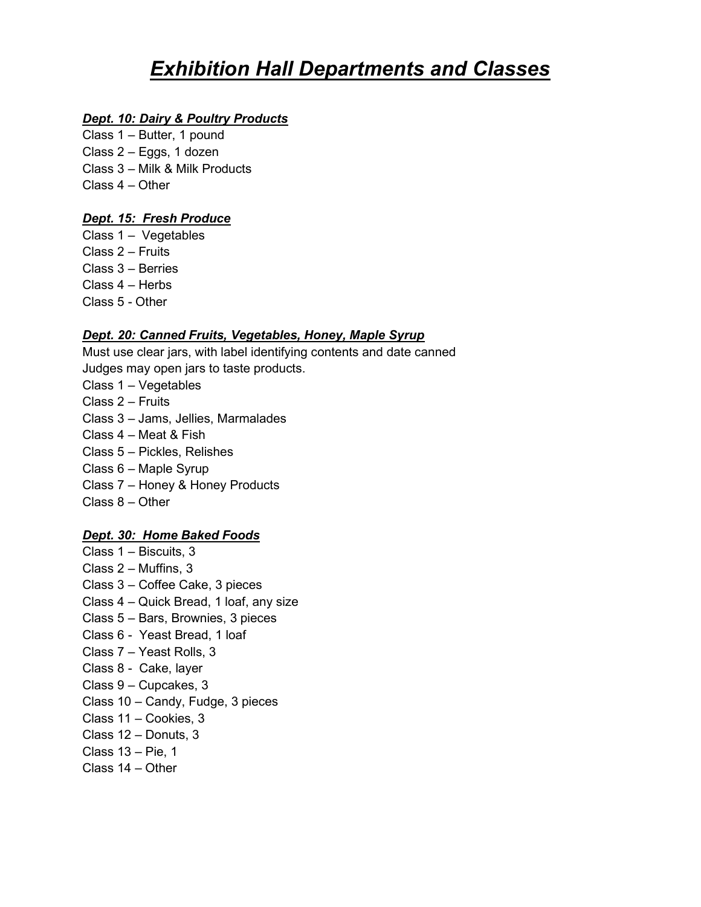# ***Exhibition Hall Departments and Classes***

***Dept. 10: Dairy & Poultry Products***

Class 1 – Butter, 1 pound
Class 2 – Eggs, 1 dozen
Class 3 – Milk & Milk Products
Class 4 – Other

***Dept. 15: Fresh Produce***

Class 1 – Vegetables
Class 2 – Fruits
Class 3 – Berries
Class 4 – Herbs
Class 5 - Other

***Dept. 20: Canned Fruits, Vegetables, Honey, Maple Syrup***

Must use clear jars, with label identifying contents and date canned
Judges may open jars to taste products.
Class 1 – Vegetables
Class 2 – Fruits
Class 3 – Jams, Jellies, Marmalades
Class 4 – Meat & Fish
Class 5 – Pickles, Relishes
Class 6 – Maple Syrup
Class 7 – Honey & Honey Products
Class 8 – Other

***Dept. 30: Home Baked Foods***

Class 1 – Biscuits, 3
Class 2 – Muffins, 3
Class 3 – Coffee Cake, 3 pieces
Class 4 – Quick Bread, 1 loaf, any size
Class 5 – Bars, Brownies, 3 pieces
Class 6 - Yeast Bread, 1 loaf
Class 7 – Yeast Rolls, 3
Class 8 - Cake, layer
Class 9 – Cupcakes, 3
Class 10 – Candy, Fudge, 3 pieces
Class 11 – Cookies, 3
Class 12 – Donuts, 3
Class 13 – Pie, 1
Class 14 – Other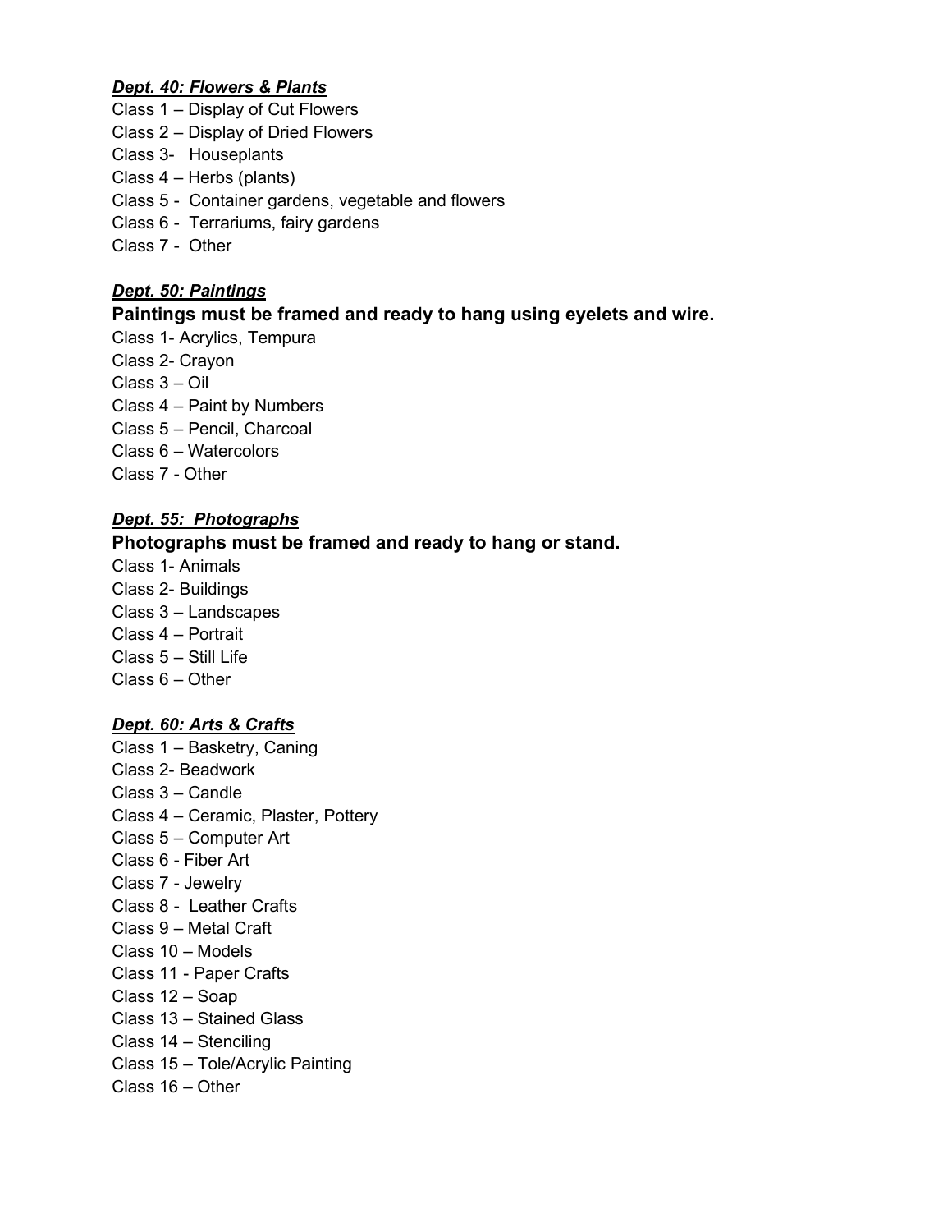***Dept. 40: Flowers & Plants***

Class 1 – Display of Cut Flowers
Class 2 – Display of Dried Flowers
Class 3- Houseplants
Class 4 – Herbs (plants)
Class 5 - Container gardens, vegetable and flowers
Class 6 - Terrariums, fairy gardens
Class 7 - Other

***Dept. 50: Paintings***

**Paintings must be framed and ready to hang using eyelets and wire.**

Class 1- Acrylics, Tempura
Class 2- Crayon
Class 3 – Oil
Class 4 – Paint by Numbers
Class 5 – Pencil, Charcoal
Class 6 – Watercolors
Class 7 - Other

***Dept. 55: Photographs***

**Photographs must be framed and ready to hang or stand.**

Class 1- Animals
Class 2- Buildings
Class 3 – Landscapes
Class 4 – Portrait
Class 5 – Still Life
Class 6 – Other

***Dept. 60: Arts & Crafts***

Class 1 – Basketry, Caning
Class 2- Beadwork
Class 3 – Candle
Class 4 – Ceramic, Plaster, Pottery
Class 5 – Computer Art
Class 6 - Fiber Art
Class 7 - Jewelry
Class 8 - Leather Crafts
Class 9 – Metal Craft
Class 10 – Models
Class 11 - Paper Crafts
Class 12 – Soap
Class 13 – Stained Glass
Class 14 – Stenciling
Class 15 – Tole/Acrylic Painting
Class 16 – Other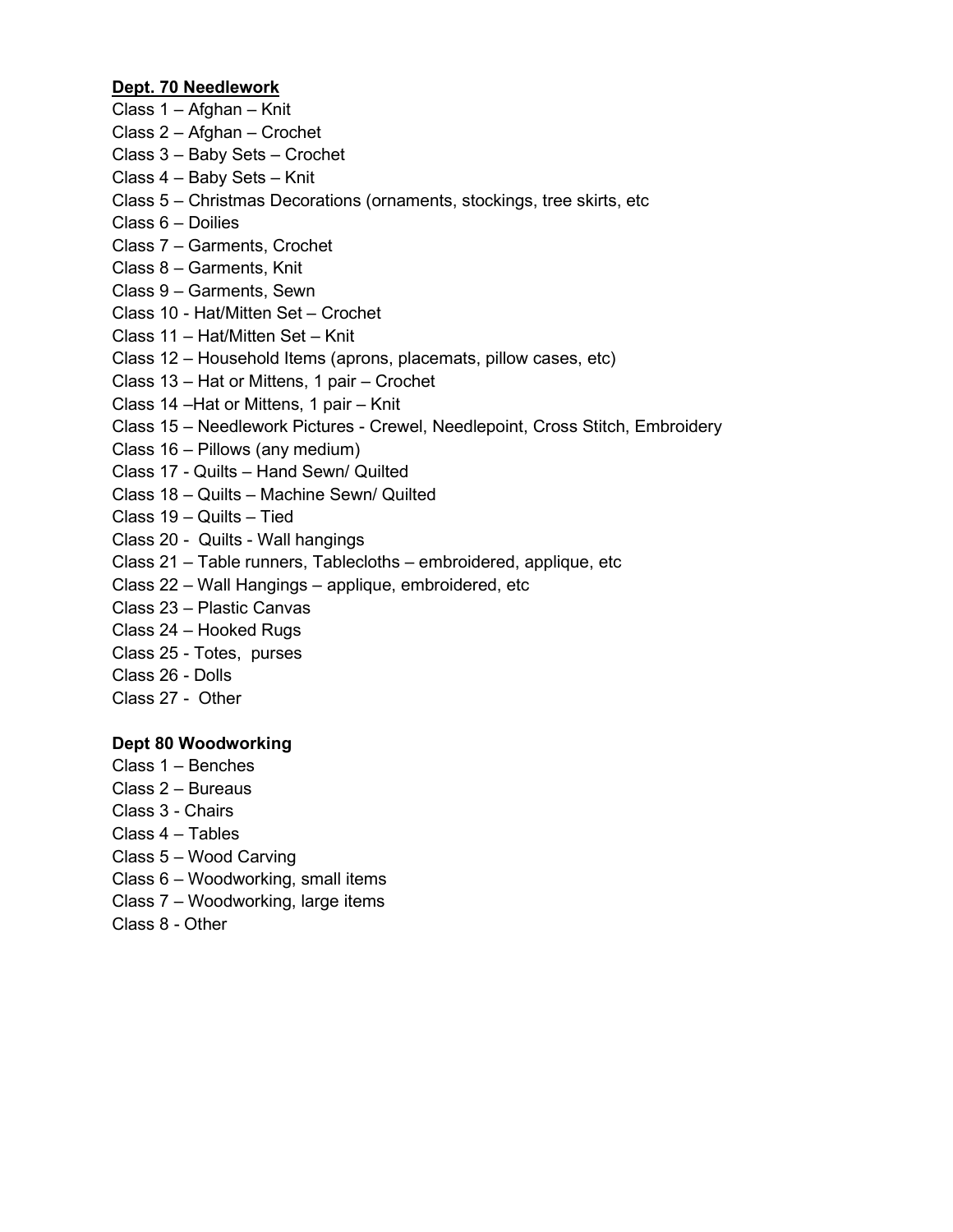**Dept. 70 Needlework**

Class 1 – Afghan – Knit
Class 2 – Afghan – Crochet
Class 3 – Baby Sets – Crochet
Class 4 – Baby Sets – Knit
Class 5 – Christmas Decorations (ornaments, stockings, tree skirts, etc
Class 6 – Doilies
Class 7 – Garments, Crochet
Class 8 – Garments, Knit
Class 9 – Garments, Sewn
Class 10 - Hat/Mitten Set – Crochet
Class 11 – Hat/Mitten Set – Knit
Class 12 – Household Items (aprons, placemats, pillow cases, etc)
Class 13 – Hat or Mittens, 1 pair – Crochet
Class 14 –Hat or Mittens, 1 pair – Knit
Class 15 – Needlework Pictures - Crewel, Needlepoint, Cross Stitch, Embroidery
Class 16 – Pillows (any medium)
Class 17 - Quilts – Hand Sewn/ Quilted
Class 18 – Quilts – Machine Sewn/ Quilted
Class 19 – Quilts – Tied
Class 20 - Quilts - Wall hangings
Class 21 – Table runners, Tablecloths – embroidered, applique, etc
Class 22 – Wall Hangings – applique, embroidered, etc
Class 23 – Plastic Canvas
Class 24 – Hooked Rugs
Class 25 - Totes, purses
Class 26 - Dolls
Class 27 - Other

**Dept 80 Woodworking**

Class 1 – Benches
Class 2 – Bureaus
Class 3 - Chairs
Class 4 – Tables
Class 5 – Wood Carving
Class 6 – Woodworking, small items
Class 7 – Woodworking, large items
Class 8 - Other